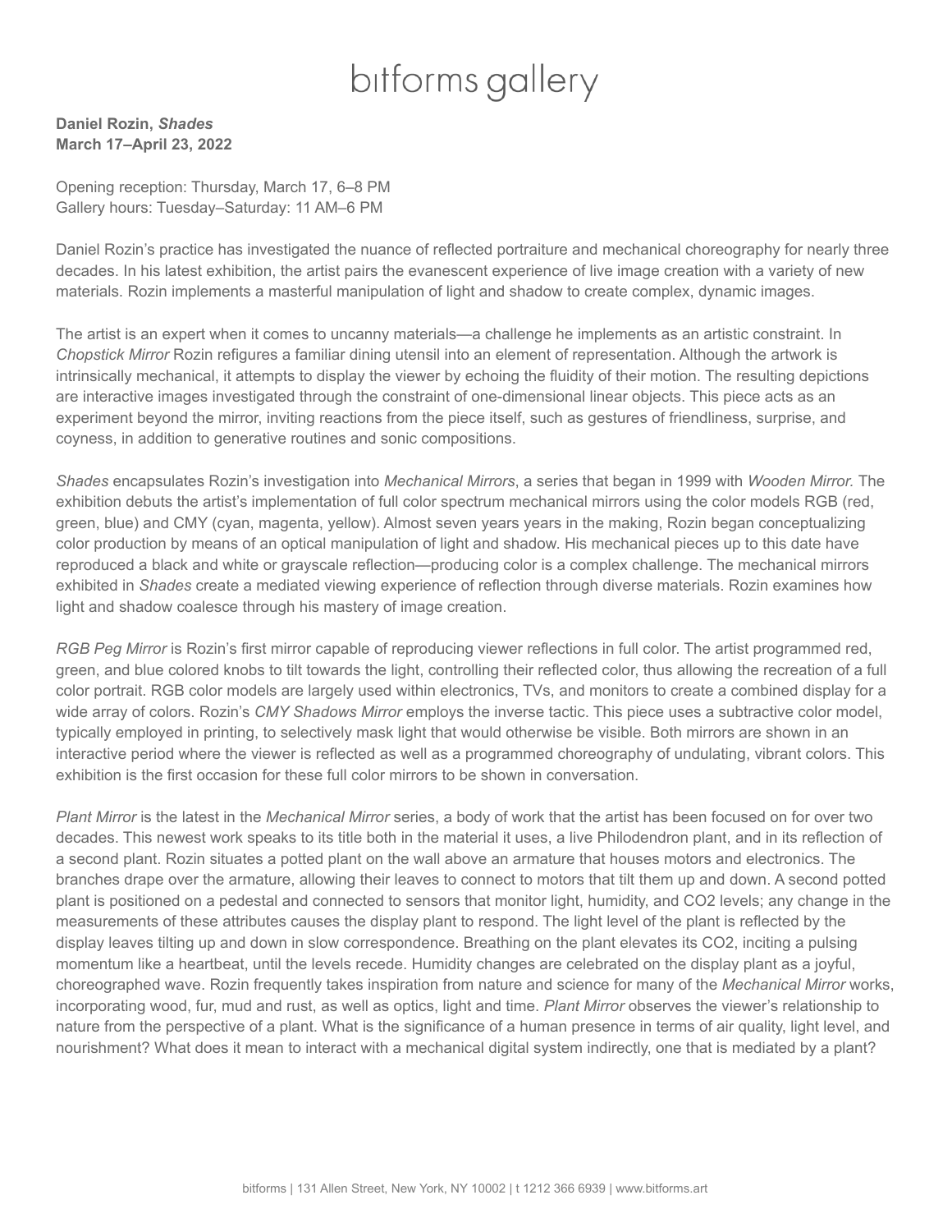# bitforms gallery

**Daniel Rozin, *Shades***
**March 17–April 23, 2022**

Opening reception: Thursday, March 17, 6–8 PM
Gallery hours: Tuesday–Saturday: 11 AM–6 PM

Daniel Rozin's practice has investigated the nuance of reflected portraiture and mechanical choreography for nearly three decades. In his latest exhibition, the artist pairs the evanescent experience of live image creation with a variety of new materials. Rozin implements a masterful manipulation of light and shadow to create complex, dynamic images.

The artist is an expert when it comes to uncanny materials—a challenge he implements as an artistic constraint. In *Chopstick Mirror* Rozin refigures a familiar dining utensil into an element of representation. Although the artwork is intrinsically mechanical, it attempts to display the viewer by echoing the fluidity of their motion. The resulting depictions are interactive images investigated through the constraint of one-dimensional linear objects. This piece acts as an experiment beyond the mirror, inviting reactions from the piece itself, such as gestures of friendliness, surprise, and coyness, in addition to generative routines and sonic compositions.

*Shades* encapsulates Rozin's investigation into *Mechanical Mirrors*, a series that began in 1999 with *Wooden Mirror.* The exhibition debuts the artist's implementation of full color spectrum mechanical mirrors using the color models RGB (red, green, blue) and CMY (cyan, magenta, yellow). Almost seven years years in the making, Rozin began conceptualizing color production by means of an optical manipulation of light and shadow. His mechanical pieces up to this date have reproduced a black and white or grayscale reflection—producing color is a complex challenge. The mechanical mirrors exhibited in *Shades* create a mediated viewing experience of reflection through diverse materials. Rozin examines how light and shadow coalesce through his mastery of image creation.

*RGB Peg Mirror* is Rozin's first mirror capable of reproducing viewer reflections in full color. The artist programmed red, green, and blue colored knobs to tilt towards the light, controlling their reflected color, thus allowing the recreation of a full color portrait. RGB color models are largely used within electronics, TVs, and monitors to create a combined display for a wide array of colors. Rozin's *CMY Shadows Mirror* employs the inverse tactic. This piece uses a subtractive color model, typically employed in printing, to selectively mask light that would otherwise be visible. Both mirrors are shown in an interactive period where the viewer is reflected as well as a programmed choreography of undulating, vibrant colors. This exhibition is the first occasion for these full color mirrors to be shown in conversation.

*Plant Mirror* is the latest in the *Mechanical Mirror* series, a body of work that the artist has been focused on for over two decades. This newest work speaks to its title both in the material it uses, a live Philodendron plant, and in its reflection of a second plant. Rozin situates a potted plant on the wall above an armature that houses motors and electronics. The branches drape over the armature, allowing their leaves to connect to motors that tilt them up and down. A second potted plant is positioned on a pedestal and connected to sensors that monitor light, humidity, and $CO_2$ levels; any change in the measurements of these attributes causes the display plant to respond. The light level of the plant is reflected by the display leaves tilting up and down in slow correspondence. Breathing on the plant elevates its $CO_2$, inciting a pulsing momentum like a heartbeat, until the levels recede. Humidity changes are celebrated on the display plant as a joyful, choreographed wave. Rozin frequently takes inspiration from nature and science for many of the *Mechanical Mirror* works, incorporating wood, fur, mud and rust, as well as optics, light and time. *Plant Mirror* observes the viewer's relationship to nature from the perspective of a plant. What is the significance of a human presence in terms of air quality, light level, and nourishment? What does it mean to interact with a mechanical digital system indirectly, one that is mediated by a plant?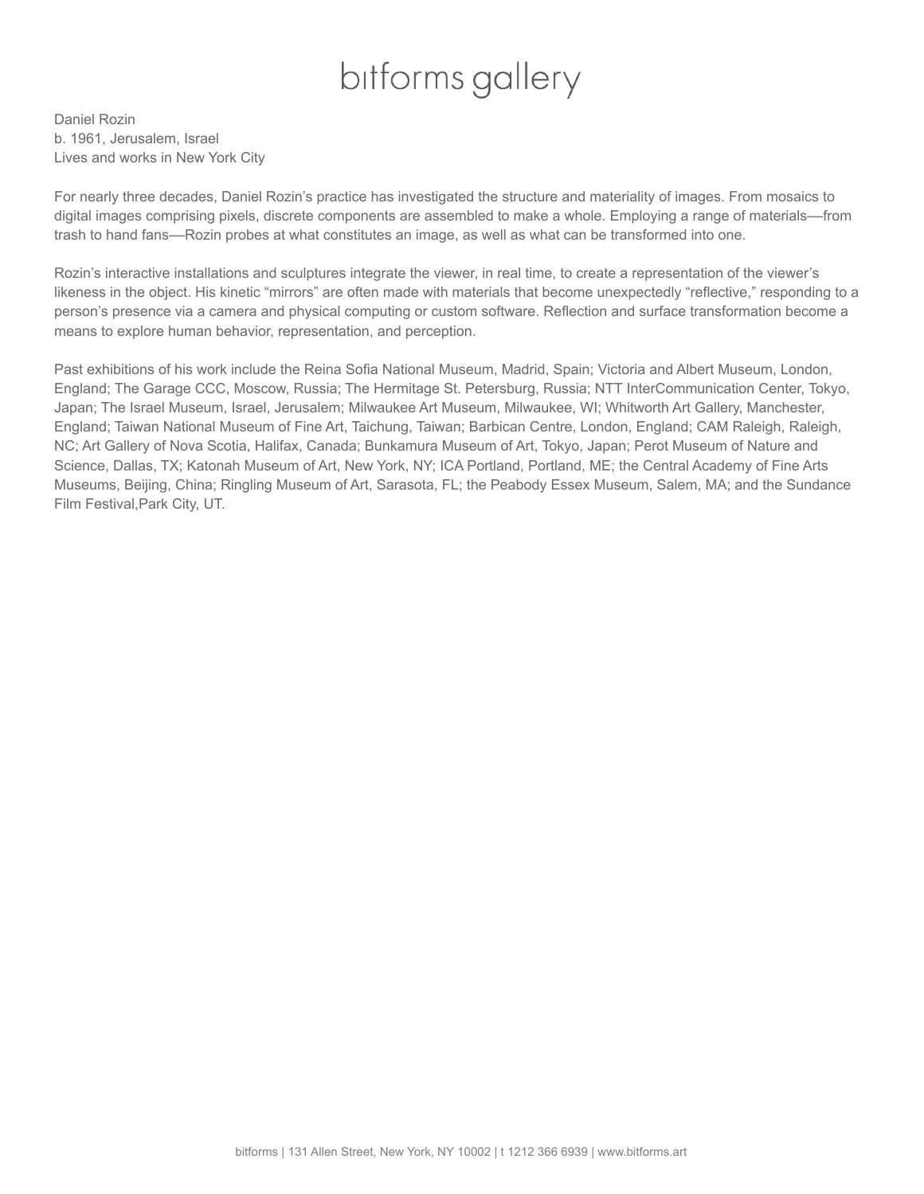# bitforms gallery

Daniel Rozin
b. 1961, Jerusalem, Israel
Lives and works in New York City

For nearly three decades, Daniel Rozin's practice has investigated the structure and materiality of images. From mosaics to digital images comprising pixels, discrete components are assembled to make a whole. Employing a range of materials—from trash to hand fans—Rozin probes at what constitutes an image, as well as what can be transformed into one.

Rozin's interactive installations and sculptures integrate the viewer, in real time, to create a representation of the viewer's likeness in the object. His kinetic "mirrors" are often made with materials that become unexpectedly "reflective," responding to a person's presence via a camera and physical computing or custom software. Reflection and surface transformation become a means to explore human behavior, representation, and perception.

Past exhibitions of his work include the Reina Sofia National Museum, Madrid, Spain; Victoria and Albert Museum, London, England; The Garage CCC, Moscow, Russia; The Hermitage St. Petersburg, Russia; NTT InterCommunication Center, Tokyo, Japan; The Israel Museum, Israel, Jerusalem; Milwaukee Art Museum, Milwaukee, WI; Whitworth Art Gallery, Manchester, England; Taiwan National Museum of Fine Art, Taichung, Taiwan; Barbican Centre, London, England; CAM Raleigh, Raleigh, NC; Art Gallery of Nova Scotia, Halifax, Canada; Bunkamura Museum of Art, Tokyo, Japan; Perot Museum of Nature and Science, Dallas, TX; Katonah Museum of Art, New York, NY; ICA Portland, Portland, ME; the Central Academy of Fine Arts Museums, Beijing, China; Ringling Museum of Art, Sarasota, FL; the Peabody Essex Museum, Salem, MA; and the Sundance Film Festival,Park City, UT.

bitforms | 131 Allen Street, New York, NY 10002 | t 1212 366 6939 | www.bitforms.art